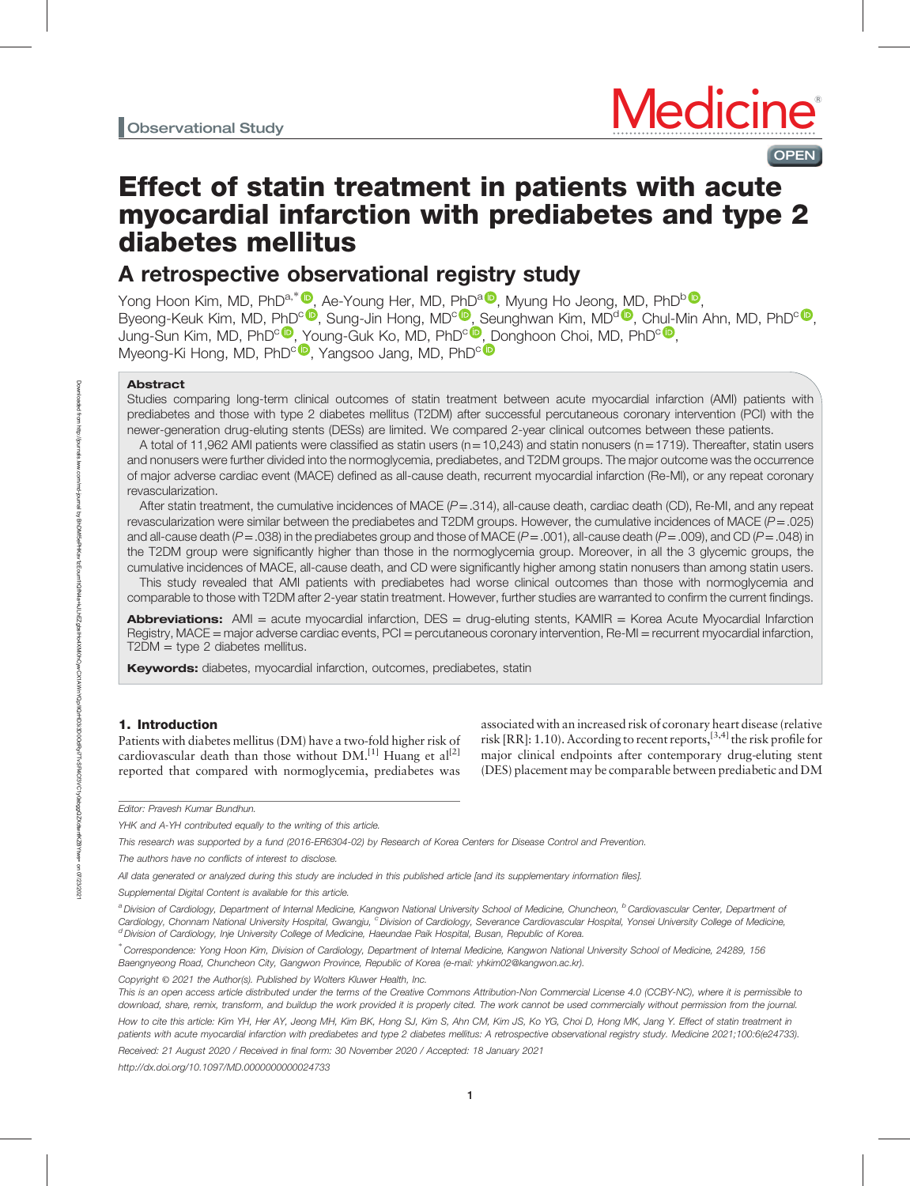Observational Study

# Effect of statin treatment in patients with acute myocardial infarction with prediabetes and type 2 diabetes mellitus

## A retrospective observational registry study

Yong Hoon Kim, MD, PhD[a,*], Ae-Young Her, MD, PhD[a], Myung Ho Jeong, MD, PhD[b], Byeong-Keuk Kim, MD, PhD[c], Sung-Jin Hong, MD[c], Seunghwan Kim, MD[d], Chul-Min Ahn, MD, PhD[c], Jung-Sun Kim, MD, PhD[c], Young-Guk Ko, MD, PhD[c], Donghoon Choi, MD, PhD[c], Myeong-Ki Hong, MD, PhD[c], Yangsoo Jang, MD, PhD[c]

### Abstract

Studies comparing long-term clinical outcomes of statin treatment between acute myocardial infarction (AMI) patients with prediabetes and those with type 2 diabetes mellitus (T2DM) after successful percutaneous coronary intervention (PCI) with the newer-generation drug-eluting stents (DESs) are limited. We compared 2-year clinical outcomes between these patients.

A total of 11,962 AMI patients were classified as statin users (n=10,243) and statin nonusers (n=1719). Thereafter, statin users and nonusers were further divided into the normoglycemia, prediabetes, and T2DM groups. The major outcome was the occurrence of major adverse cardiac event (MACE) defined as all-cause death, recurrent myocardial infarction (Re-MI), or any repeat coronary revascularization.

After statin treatment, the cumulative incidences of MACE ($P=.314$), all-cause death, cardiac death (CD), Re-MI, and any repeat revascularization were similar between the prediabetes and T2DM groups. However, the cumulative incidences of MACE ($P=.025$) and all-cause death ($P=.038$) in the prediabetes group and those of MACE ($P=.001$), all-cause death ($P=.009$), and CD ($P=.048$) in the T2DM group were significantly higher than those in the normoglycemia group. Moreover, in all the 3 glycemic groups, the cumulative incidences of MACE, all-cause death, and CD were significantly higher among statin nonusers than among statin users.

This study revealed that AMI patients with prediabetes had worse clinical outcomes than those with normoglycemia and comparable to those with T2DM after 2-year statin treatment. However, further studies are warranted to confirm the current findings.

**Abbreviations:** AMI = acute myocardial infarction, DES = drug-eluting stents, KAMIR = Korea Acute Myocardial Infarction Registry, MACE = major adverse cardiac events, PCI = percutaneous coronary intervention, Re-MI = recurrent myocardial infarction, T2DM = type 2 diabetes mellitus.

**Keywords:** diabetes, myocardial infarction, outcomes, prediabetes, statin

## 1. Introduction

Patients with diabetes mellitus (DM) have a two-fold higher risk of cardiovascular death than those without DM.[1] Huang et al[2] reported that compared with normoglycemia, prediabetes was associated with an increased risk of coronary heart disease (relative risk [RR]: 1.10). According to recent reports,[3,4] the risk profile for major clinical endpoints after contemporary drug-eluting stent (DES) placement may be comparable between prediabetic and DM

---

*Editor: Pravesh Kumar Bundhun.*

*YHK and A-YH contributed equally to the writing of this article.*

*This research was supported by a fund (2016-ER6304-02) by Research of Korea Centers for Disease Control and Prevention.*

*The authors have no conflicts of interest to disclose.*

*All data generated or analyzed during this study are included in this published article [and its supplementary information files].*

*Supplemental Digital Content is available for this article.*

*[a] Division of Cardiology, Department of Internal Medicine, Kangwon National University School of Medicine, Chuncheon, [b] Cardiovascular Center, Department of Cardiology, Chonnam National University Hospital, Gwangju, [c] Division of Cardiology, Severance Cardiovascular Hospital, Yonsei University College of Medicine, [d] Division of Cardiology, Inje University College of Medicine, Haeundae Paik Hospital, Busan, Republic of Korea.*

*[*] Correspondence: Yong Hoon Kim, Division of Cardiology, Department of Internal Medicine, Kangwon National University School of Medicine, 24289, 156 Baengnyeong Road, Chuncheon City, Gangwon Province, Republic of Korea (e-mail: yhkim02@kangwon.ac.kr).*

*Copyright © 2021 the Author(s). Published by Wolters Kluwer Health, Inc.*

*This is an open access article distributed under the terms of the Creative Commons Attribution-Non Commercial License 4.0 (CCBY-NC), where it is permissible to download, share, remix, transform, and buildup the work provided it is properly cited. The work cannot be used commercially without permission from the journal.*

*How to cite this article: Kim YH, Her AY, Jeong MH, Kim BK, Hong SJ, Kim S, Ahn CM, Kim JS, Ko YG, Choi D, Hong MK, Jang Y. Effect of statin treatment in patients with acute myocardial infarction with prediabetes and type 2 diabetes mellitus: A retrospective observational registry study. Medicine 2021;100:6(e24733).*

*Received: 21 August 2020 / Received in final form: 30 November 2020 / Accepted: 18 January 2021*

*http://dx.doi.org/10.1097/MD.0000000000024733*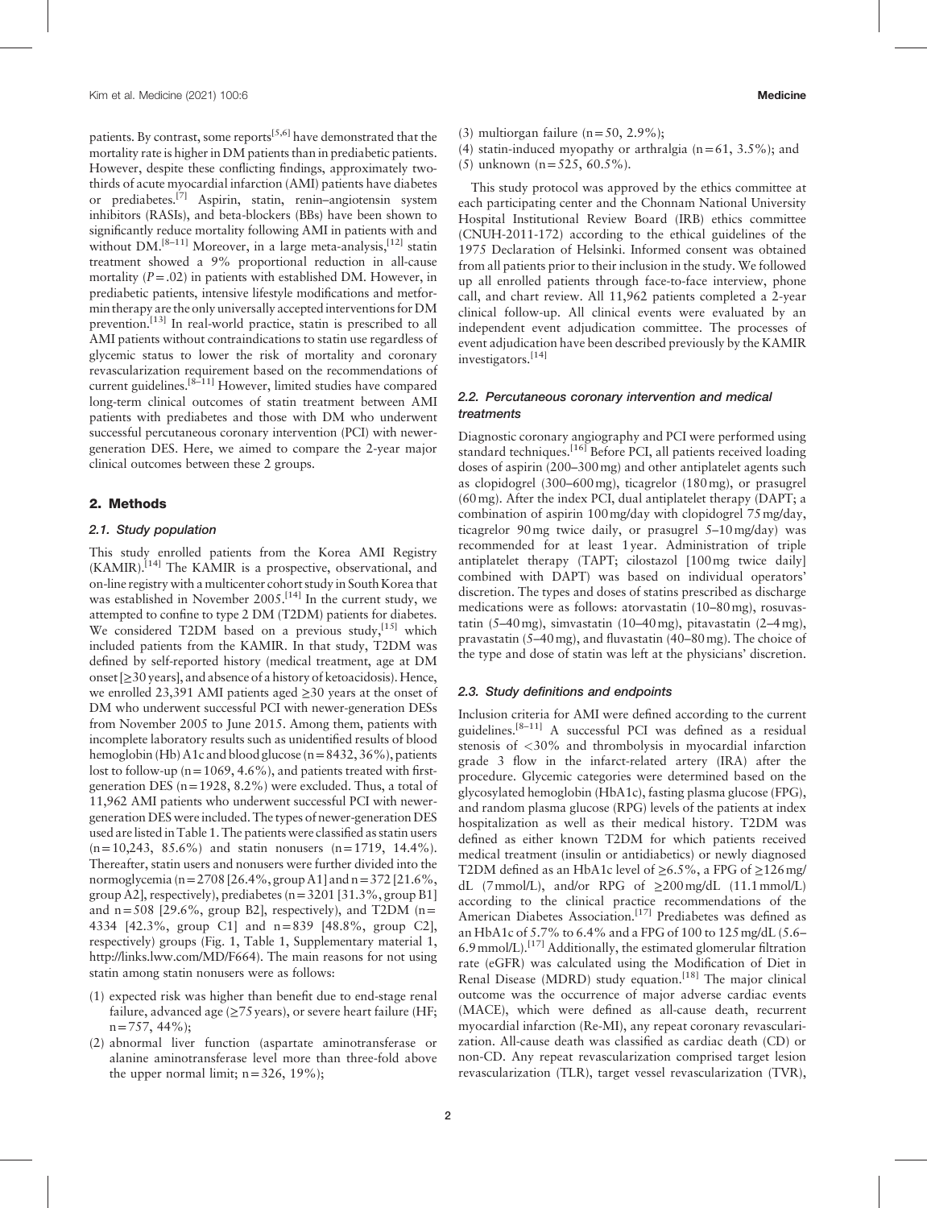patients. By contrast, some reports[5,6] have demonstrated that the mortality rate is higher in DM patients than in prediabetic patients. However, despite these conflicting findings, approximately two-thirds of acute myocardial infarction (AMI) patients have diabetes or prediabetes.[7] Aspirin, statin, renin–angiotensin system inhibitors (RASIs), and beta-blockers (BBs) have been shown to significantly reduce mortality following AMI in patients with and without DM.[8–11] Moreover, in a large meta-analysis,[12] statin treatment showed a 9% proportional reduction in all-cause mortality ($P=.02$) in patients with established DM. However, in prediabetic patients, intensive lifestyle modifications and metformin therapy are the only universally accepted interventions for DM prevention.[13] In real-world practice, statin is prescribed to all AMI patients without contraindications to statin use regardless of glycemic status to lower the risk of mortality and coronary revascularization requirement based on the recommendations of current guidelines.[8–11] However, limited studies have compared long-term clinical outcomes of statin treatment between AMI patients with prediabetes and those with DM who underwent successful percutaneous coronary intervention (PCI) with newer-generation DES. Here, we aimed to compare the 2-year major clinical outcomes between these 2 groups.

## 2. Methods

### 2.1. Study population

This study enrolled patients from the Korea AMI Registry (KAMIR).[14] The KAMIR is a prospective, observational, and on-line registry with a multicenter cohort study in South Korea that was established in November 2005.[14] In the current study, we attempted to confine to type 2 DM (T2DM) patients for diabetes. We considered T2DM based on a previous study,[15] which included patients from the KAMIR. In that study, T2DM was defined by self-reported history (medical treatment, age at DM onset [≥30 years], and absence of a history of ketoacidosis). Hence, we enrolled 23,391 AMI patients aged ≥30 years at the onset of DM who underwent successful PCI with newer-generation DESs from November 2005 to June 2015. Among them, patients with incomplete laboratory results such as unidentified results of blood hemoglobin (Hb) A1c and blood glucose (n=8432, 36%), patients lost to follow-up (n=1069, 4.6%), and patients treated with first-generation DES (n=1928, 8.2%) were excluded. Thus, a total of 11,962 AMI patients who underwent successful PCI with newer-generation DES were included. The types of newer-generation DES used are listed in Table 1. The patients were classified as statin users (n=10,243, 85.6%) and statin nonusers (n=1719, 14.4%). Thereafter, statin users and nonusers were further divided into the normoglycemia (n=2708 [26.4%, group A1] and n=372 [21.6%, group A2], respectively), prediabetes (n=3201 [31.3%, group B1] and n=508 [29.6%, group B2], respectively), and T2DM (n=4334 [42.3%, group C1] and n=839 [48.8%, group C2], respectively) groups (Fig. 1, Table 1, Supplementary material 1, http://links.lww.com/MD/F664). The main reasons for not using statin among statin nonusers were as follows:

(1) expected risk was higher than benefit due to end-stage renal failure, advanced age (≥75 years), or severe heart failure (HF; n=757, 44%);
(2) abnormal liver function (aspartate aminotransferase or alanine aminotransferase level more than three-fold above the upper normal limit; n=326, 19%);
(3) multiorgan failure (n=50, 2.9%);
(4) statin-induced myopathy or arthralgia (n=61, 3.5%); and
(5) unknown (n=525, 60.5%).

This study protocol was approved by the ethics committee at each participating center and the Chonnam National University Hospital Institutional Review Board (IRB) ethics committee (CNUH-2011-172) according to the ethical guidelines of the 1975 Declaration of Helsinki. Informed consent was obtained from all patients prior to their inclusion in the study. We followed up all enrolled patients through face-to-face interview, phone call, and chart review. All 11,962 patients completed a 2-year clinical follow-up. All clinical events were evaluated by an independent event adjudication committee. The processes of event adjudication have been described previously by the KAMIR investigators.[14]

### 2.2. Percutaneous coronary intervention and medical treatments

Diagnostic coronary angiography and PCI were performed using standard techniques.[16] Before PCI, all patients received loading doses of aspirin (200–300 mg) and other antiplatelet agents such as clopidogrel (300–600 mg), ticagrelor (180 mg), or prasugrel (60 mg). After the index PCI, dual antiplatelet therapy (DAPT; a combination of aspirin 100 mg/day with clopidogrel 75 mg/day, ticagrelor 90 mg twice daily, or prasugrel 5–10 mg/day) was recommended for at least 1 year. Administration of triple antiplatelet therapy (TAPT; cilostazol [100 mg twice daily] combined with DAPT) was based on individual operators' discretion. The types and doses of statins prescribed as discharge medications were as follows: atorvastatin (10–80 mg), rosuvastatin (5–40 mg), simvastatin (10–40 mg), pitavastatin (2–4 mg), pravastatin (5–40 mg), and fluvastatin (40–80 mg). The choice of the type and dose of statin was left at the physicians' discretion.

### 2.3. Study definitions and endpoints

Inclusion criteria for AMI were defined according to the current guidelines.[8–11] A successful PCI was defined as a residual stenosis of <30% and thrombolysis in myocardial infarction grade 3 flow in the infarct-related artery (IRA) after the procedure. Glycemic categories were determined based on the glycosylated hemoglobin (HbA1c), fasting plasma glucose (FPG), and random plasma glucose (RPG) levels of the patients at index hospitalization as well as their medical history. T2DM was defined as either known T2DM for which patients received medical treatment (insulin or antidiabetics) or newly diagnosed T2DM defined as an HbA1c level of ≥6.5%, a FPG of ≥126 mg/dL (7 mmol/L), and/or RPG of ≥200 mg/dL (11.1 mmol/L) according to the clinical practice recommendations of the American Diabetes Association.[17] Prediabetes was defined as an HbA1c of 5.7% to 6.4% and a FPG of 100 to 125 mg/dL (5.6–6.9 mmol/L).[17] Additionally, the estimated glomerular filtration rate (eGFR) was calculated using the Modification of Diet in Renal Disease (MDRD) study equation.[18] The major clinical outcome was the occurrence of major adverse cardiac events (MACE), which were defined as all-cause death, recurrent myocardial infarction (Re-MI), any repeat coronary revascularization. All-cause death was classified as cardiac death (CD) or non-CD. Any repeat revascularization comprised target lesion revascularization (TLR), target vessel revascularization (TVR),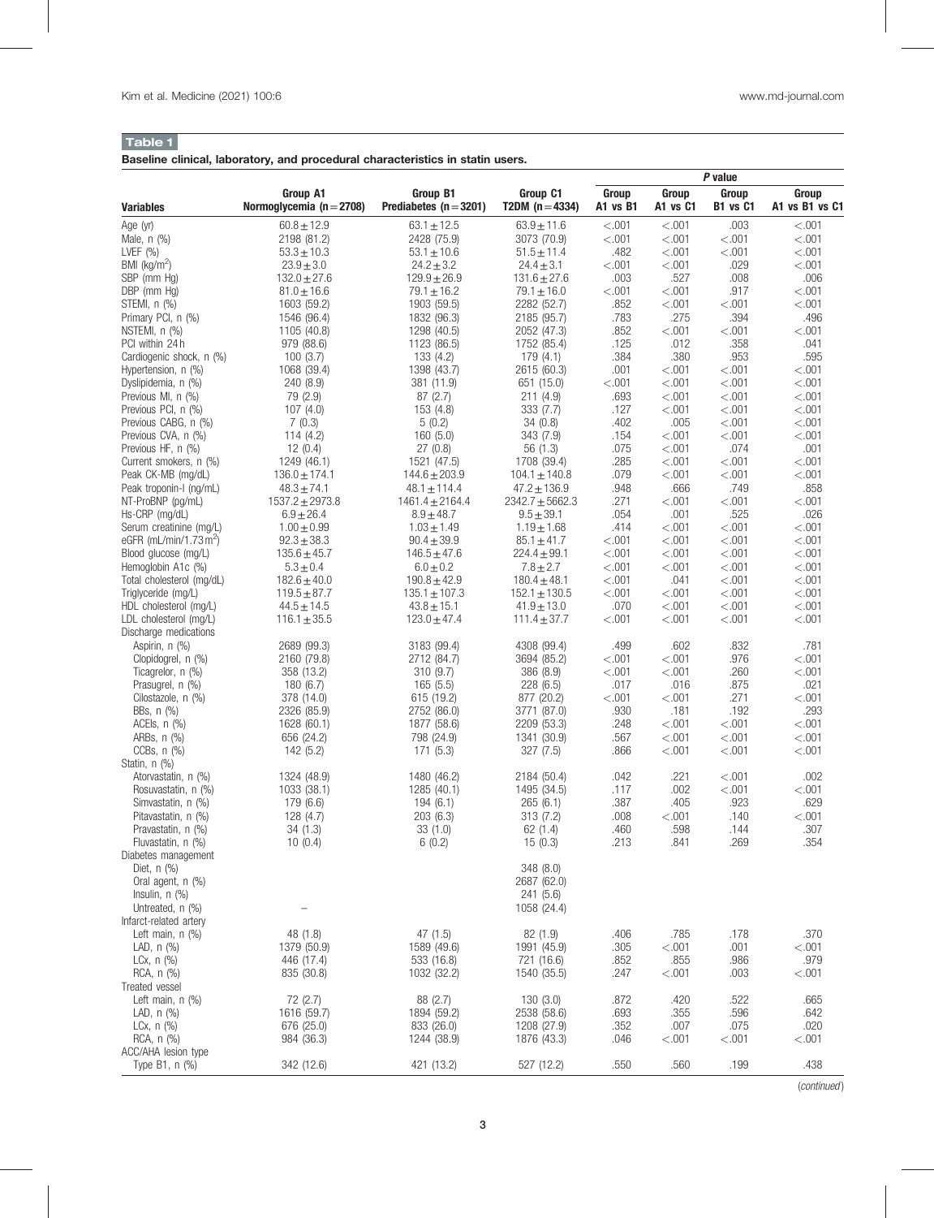**Table 1**

**Baseline clinical, laboratory, and procedural characteristics in statin users.**

| Variables | Group A1 Normoglycemia (n=2708) | Group B1 Prediabetes (n=3201) | Group C1 T2DM (n=4334) | P value Group A1 vs B1 | Group A1 vs C1 | Group B1 vs C1 | Group A1 vs B1 vs C1 |
|---|---|---|---|---|---|---|---|
| Age (yr) | 60.8±12.9 | 63.1±12.5 | 63.9±11.6 | <.001 | <.001 | .003 | <.001 |
| Male, n (%) | 2198 (81.2) | 2428 (75.9) | 3073 (70.9) | <.001 | <.001 | <.001 | <.001 |
| LVEF (%) | 53.3±10.3 | 53.1±10.6 | 51.5±11.4 | .482 | <.001 | <.001 | <.001 |
| BMI (kg/m$^2$) | 23.9±3.0 | 24.2±3.2 | 24.4±3.1 | <.001 | <.001 | .029 | <.001 |
| SBP (mm Hg) | 132.0±27.6 | 129.9±26.9 | 131.6±27.6 | .003 | .527 | .008 | .006 |
| DBP (mm Hg) | 81.0±16.6 | 79.1±16.2 | 79.1±16.0 | <.001 | <.001 | .917 | <.001 |
| STEMI, n (%) | 1603 (59.2) | 1903 (59.5) | 2282 (52.7) | .852 | <.001 | <.001 | <.001 |
| Primary PCI, n (%) | 1546 (96.4) | 1832 (96.3) | 2185 (95.7) | .783 | .275 | .394 | .496 |
| NSTEMI, n (%) | 1105 (40.8) | 1298 (40.5) | 2052 (47.3) | .852 | <.001 | <.001 | <.001 |
| PCI within 24 h | 979 (88.6) | 1123 (86.5) | 1752 (85.4) | .125 | .012 | .358 | .041 |
| Cardiogenic shock, n (%) | 100 (3.7) | 133 (4.2) | 179 (4.1) | .384 | .380 | .953 | .595 |
| Hypertension, n (%) | 1068 (39.4) | 1398 (43.7) | 2615 (60.3) | .001 | <.001 | <.001 | <.001 |
| Dyslipidemia, n (%) | 240 (8.9) | 381 (11.9) | 651 (15.0) | <.001 | <.001 | <.001 | <.001 |
| Previous MI, n (%) | 79 (2.9) | 87 (2.7) | 211 (4.9) | .693 | <.001 | <.001 | <.001 |
| Previous PCI, n (%) | 107 (4.0) | 153 (4.8) | 333 (7.7) | .127 | <.001 | <.001 | <.001 |
| Previous CABG, n (%) | 7 (0.3) | 5 (0.2) | 34 (0.8) | .402 | .005 | <.001 | <.001 |
| Previous CVA, n (%) | 114 (4.2) | 160 (5.0) | 343 (7.9) | .154 | <.001 | <.001 | <.001 |
| Previous HF, n (%) | 12 (0.4) | 27 (0.8) | 56 (1.3) | .075 | <.001 | .074 | .001 |
| Current smokers, n (%) | 1249 (46.1) | 1521 (47.5) | 1708 (39.4) | .285 | <.001 | <.001 | <.001 |
| Peak CK-MB (mg/dL) | 136.0±174.1 | 144.6±203.9 | 104.1±140.8 | .079 | <.001 | <.001 | <.001 |
| Peak troponin-I (ng/mL) | 48.3±74.1 | 48.1±114.4 | 47.2±136.9 | .948 | .666 | .749 | .858 |
| NT-ProBNP (pg/mL) | 1537.2±2973.8 | 1461.4±2164.4 | 2342.7±5662.3 | .271 | <.001 | <.001 | <.001 |
| Hs-CRP (mg/dL) | 6.9±26.4 | 8.9±48.7 | 9.5±39.1 | .054 | .001 | .525 | .026 |
| Serum creatinine (mg/L) | 1.00±0.99 | 1.03±1.49 | 1.19±1.68 | .414 | <.001 | <.001 | <.001 |
| eGFR (mL/min/1.73 m$^2$) | 92.3±38.3 | 90.4±39.9 | 85.1±41.7 | <.001 | <.001 | <.001 | <.001 |
| Blood glucose (mg/L) | 135.6±45.7 | 146.5±47.6 | 224.4±99.1 | <.001 | <.001 | <.001 | <.001 |
| Hemoglobin A1c (%) | 5.3±0.4 | 6.0±0.2 | 7.8±2.7 | <.001 | <.001 | <.001 | <.001 |
| Total cholesterol (mg/dL) | 182.6±40.0 | 190.8±42.9 | 180.4±48.1 | <.001 | .041 | <.001 | <.001 |
| Triglyceride (mg/L) | 119.5±87.7 | 135.1±107.3 | 152.1±130.5 | <.001 | <.001 | <.001 | <.001 |
| HDL cholesterol (mg/L) | 44.5±14.5 | 43.8±15.1 | 41.9±13.0 | .070 | <.001 | <.001 | <.001 |
| LDL cholesterol (mg/L) | 116.1±35.5 | 123.0±47.4 | 111.4±37.7 | <.001 | <.001 | <.001 | <.001 |
| Discharge medications | | | | | | | |
| Aspirin, n (%) | 2689 (99.3) | 3183 (99.4) | 4308 (99.4) | .499 | .602 | .832 | .781 |
| Clopidogrel, n (%) | 2160 (79.8) | 2712 (84.7) | 3694 (85.2) | <.001 | <.001 | .976 | <.001 |
| Ticagrelor, n (%) | 358 (13.2) | 310 (9.7) | 386 (8.9) | <.001 | <.001 | .260 | <.001 |
| Prasugrel, n (%) | 180 (6.7) | 165 (5.5) | 228 (6.5) | .017 | .016 | .875 | .021 |
| Cilostazole, n (%) | 378 (14.0) | 615 (19.2) | 877 (20.2) | <.001 | <.001 | .271 | <.001 |
| BBs, n (%) | 2326 (85.9) | 2752 (86.0) | 3771 (87.0) | .930 | .181 | .192 | .293 |
| ACEIs, n (%) | 1628 (60.1) | 1877 (58.6) | 2209 (53.3) | .248 | <.001 | <.001 | <.001 |
| ARBs, n (%) | 656 (24.2) | 798 (24.9) | 1341 (30.9) | .567 | <.001 | <.001 | <.001 |
| CCBs, n (%) | 142 (5.2) | 171 (5.3) | 327 (7.5) | .866 | <.001 | <.001 | <.001 |
| Statin, n (%) | | | | | | | |
| Atorvastatin, n (%) | 1324 (48.9) | 1480 (46.2) | 2184 (50.4) | .042 | .221 | <.001 | .002 |
| Rosuvastatin, n (%) | 1033 (38.1) | 1285 (40.1) | 1495 (34.5) | .117 | .002 | <.001 | <.001 |
| Simvastatin, n (%) | 179 (6.6) | 194 (6.1) | 265 (6.1) | .387 | .405 | .923 | .629 |
| Pitavastatin, n (%) | 128 (4.7) | 203 (6.3) | 313 (7.2) | .008 | <.001 | .140 | <.001 |
| Pravastatin, n (%) | 34 (1.3) | 33 (1.0) | 62 (1.4) | .460 | .598 | .144 | .307 |
| Fluvastatin, n (%) | 10 (0.4) | 6 (0.2) | 15 (0.3) | .213 | .841 | .269 | .354 |
| Diabetes management | | | | | | | |
| Diet, n (%) | | | 348 (8.0) | | | | |
| Oral agent, n (%) | | | 2687 (62.0) | | | | |
| Insulin, n (%) | | | 241 (5.6) | | | | |
| Untreated, n (%) | | – | 1058 (24.4) | | | | |
| Infarct-related artery | | | | | | | |
| Left main, n (%) | 48 (1.8) | 47 (1.5) | 82 (1.9) | .406 | .785 | .178 | .370 |
| LAD, n (%) | 1379 (50.9) | 1589 (49.6) | 1991 (45.9) | .305 | <.001 | .001 | <.001 |
| LCx, n (%) | 446 (17.4) | 533 (16.8) | 721 (16.6) | .852 | .855 | .986 | .979 |
| RCA, n (%) | 835 (30.8) | 1032 (32.2) | 1540 (35.5) | .247 | <.001 | .003 | <.001 |
| Treated vessel | | | | | | | |
| Left main, n (%) | 72 (2.7) | 88 (2.7) | 130 (3.0) | .872 | .420 | .522 | .665 |
| LAD, n (%) | 1616 (59.7) | 1894 (59.2) | 2538 (58.6) | .693 | .355 | .596 | .642 |
| LCx, n (%) | 676 (25.0) | 833 (26.0) | 1208 (27.9) | .352 | .007 | .075 | .020 |
| RCA, n (%) | 984 (36.3) | 1244 (38.9) | 1876 (43.3) | .046 | <.001 | <.001 | <.001 |
| ACC/AHA lesion type | | | | | | | |
| Type B1, n (%) | 342 (12.6) | 421 (13.2) | 527 (12.2) | .550 | .560 | .199 | .438 |

(continued)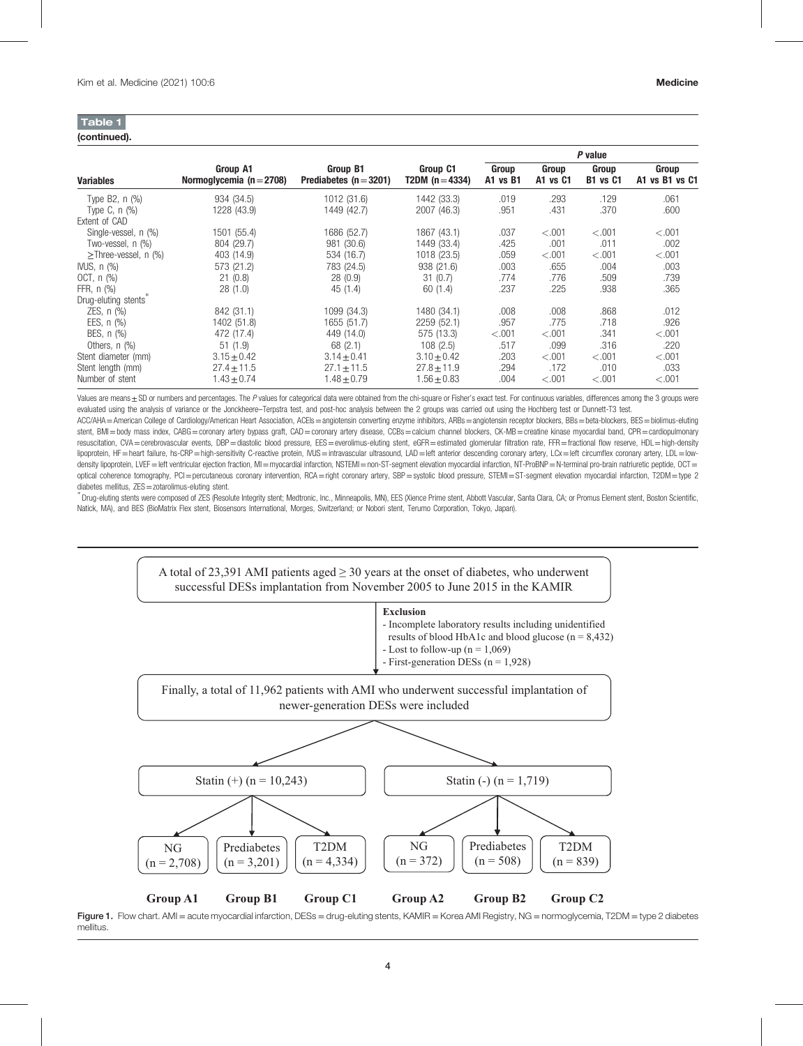**Table 1**

**(continued).**

| Variables | Group A1 Normoglycemia (n=2708) | Group B1 Prediabetes (n=3201) | Group C1 T2DM (n=4334) | P value Group A1 vs B1 | Group A1 vs C1 | Group B1 vs C1 | Group A1 vs B1 vs C1 |
|---|---|---|---|---|---|---|---|
| Type B2, n (%) | 934 (34.5) | 1012 (31.6) | 1442 (33.3) | .019 | .293 | .129 | .061 |
| Type C, n (%) | 1228 (43.9) | 1449 (42.7) | 2007 (46.3) | .951 | .431 | .370 | .600 |
| Extent of CAD | | | | | | | |
| Single-vessel, n (%) | 1501 (55.4) | 1686 (52.7) | 1867 (43.1) | .037 | <.001 | <.001 | <.001 |
| Two-vessel, n (%) | 804 (29.7) | 981 (30.6) | 1449 (33.4) | .425 | .001 | .011 | .002 |
| ≥Three-vessel, n (%) | 403 (14.9) | 534 (16.7) | 1018 (23.5) | .059 | <.001 | <.001 | <.001 |
| IVUS, n (%) | 573 (21.2) | 783 (24.5) | 938 (21.6) | .003 | .655 | .004 | .003 |
| OCT, n (%) | 21 (0.8) | 28 (0.9) | 31 (0.7) | .774 | .776 | .509 | .739 |
| FFR, n (%) | 28 (1.0) | 45 (1.4) | 60 (1.4) | .237 | .225 | .938 | .365 |
| Drug-eluting stents* | | | | | | | |
| ZES, n (%) | 842 (31.1) | 1099 (34.3) | 1480 (34.1) | .008 | .008 | .868 | .012 |
| EES, n (%) | 1402 (51.8) | 1655 (51.7) | 2259 (52.1) | .957 | .775 | .718 | .926 |
| BES, n (%) | 472 (17.4) | 449 (14.0) | 575 (13.3) | <.001 | <.001 | .341 | <.001 |
| Others, n (%) | 51 (1.9) | 68 (2.1) | 108 (2.5) | .517 | .099 | .316 | .220 |
| Stent diameter (mm) | 3.15±0.42 | 3.14±0.41 | 3.10±0.42 | .203 | <.001 | <.001 | <.001 |
| Stent length (mm) | 27.4±11.5 | 27.1±11.5 | 27.8±11.9 | .294 | .172 | .010 | .033 |
| Number of stent | 1.43±0.74 | 1.48±0.79 | 1.56±0.83 | .004 | <.001 | <.001 | <.001 |

Values are means ± SD or numbers and percentages. The *P* values for categorical data were obtained from the chi-square or Fisher's exact test. For continuous variables, differences among the 3 groups were evaluated using the analysis of variance or the Jonckheere–Terpstra test, and post-hoc analysis between the 2 groups was carried out using the Hochberg test or Dunnett-T3 test.

ACC/AHA = American College of Cardiology/American Heart Association, ACEIs = angiotensin converting enzyme inhibitors, ARBs = angiotensin receptor blockers, BBs = beta-blockers, BES = biolimus-eluting stent, BMI = body mass index, CABG = coronary artery bypass graft, CAD = coronary artery disease, CCBs = calcium channel blockers, CK-MB = creatine kinase myocardial band, CPR = cardiopulmonary resuscitation, CVA = cerebrovascular events, DBP = diastolic blood pressure, EES = everolimus-eluting stent, eGFR = estimated glomerular filtration rate, FFR = fractional flow reserve, HDL = high-density lipoprotein, HF = heart failure, hs-CRP = high-sensitivity C-reactive protein, IVUS = intravascular ultrasound, LAD = left anterior descending coronary artery, LCx = left circumflex coronary artery, LDL = low-density lipoprotein, LVEF = left ventricular ejection fraction, MI = myocardial infarction, NSTEMI = non-ST-segment elevation myocardial infarction, NT-ProBNP = N-terminal pro-brain natriuretic peptide, OCT = optical coherence tomography, PCI = percutaneous coronary intervention, RCA = right coronary artery, SBP = systolic blood pressure, STEMI = ST-segment elevation myocardial infarction, T2DM = type 2 diabetes mellitus, ZES = zotarolimus-eluting stent.

\* Drug-eluting stents were composed of ZES (Resolute Integrity stent; Medtronic, Inc., Minneapolis, MN), EES (Xience Prime stent, Abbott Vascular, Santa Clara, CA; or Promus Element stent, Boston Scientific, Natick, MA), and BES (BioMatrix Flex stent, Biosensors International, Morges, Switzerland; or Nobori stent, Terumo Corporation, Tokyo, Japan).

A total of 23,391 AMI patients aged ≥ 30 years at the onset of diabetes, who underwent successful DESs implantation from November 2005 to June 2015 in the KAMIR

**Exclusion**
- Incomplete laboratory results including unidentified results of blood HbA1c and blood glucose (n = 8,432)
- Lost to follow-up (n = 1,069)
- First-generation DESs (n = 1,928)

Finally, a total of 11,962 patients with AMI who underwent successful implantation of newer-generation DESs were included

Statin (+) (n = 10,243) | Statin (-) (n = 1,719)

NG (n = 2,708) — **Group A1**; Prediabetes (n = 3,201) — **Group B1**; T2DM (n = 4,334) — **Group C1**; NG (n = 372) — **Group A2**; Prediabetes (n = 508) — **Group B2**; T2DM (n = 839) — **Group C2**

**Figure 1.** Flow chart. AMI = acute myocardial infarction, DESs = drug-eluting stents, KAMIR = Korea AMI Registry, NG = normoglycemia, T2DM = type 2 diabetes mellitus.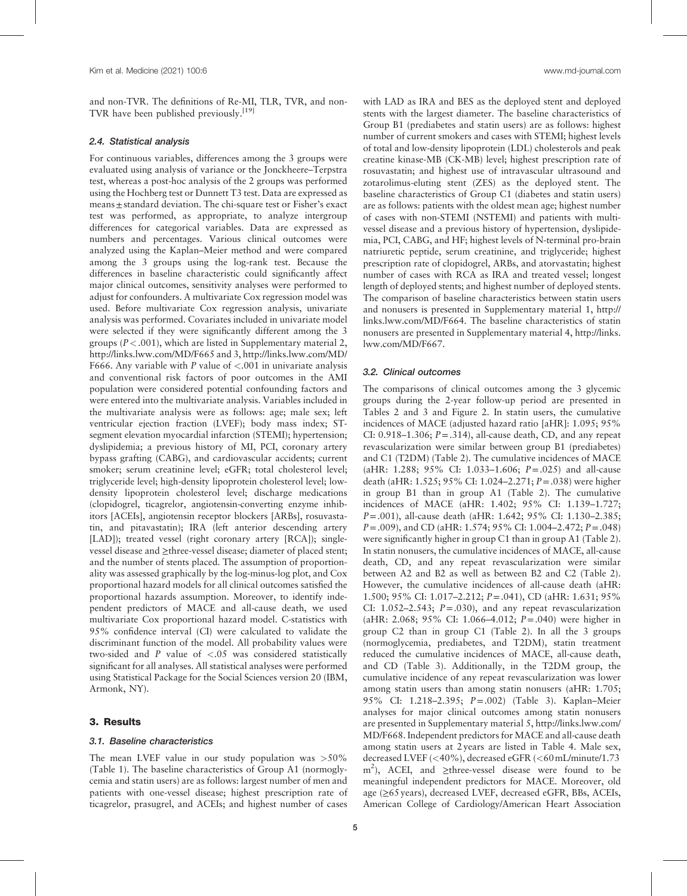and non-TVR. The definitions of Re-MI, TLR, TVR, and non-TVR have been published previously.[19]

### 2.4. Statistical analysis

For continuous variables, differences among the 3 groups were evaluated using analysis of variance or the Jonckheere–Terpstra test, whereas a post-hoc analysis of the 2 groups was performed using the Hochberg test or Dunnett T3 test. Data are expressed as means ± standard deviation. The chi-square test or Fisher's exact test was performed, as appropriate, to analyze intergroup differences for categorical variables. Data are expressed as numbers and percentages. Various clinical outcomes were analyzed using the Kaplan–Meier method and were compared among the 3 groups using the log-rank test. Because the differences in baseline characteristic could significantly affect major clinical outcomes, sensitivity analyses were performed to adjust for confounders. A multivariate Cox regression model was used. Before multivariate Cox regression analysis, univariate analysis was performed. Covariates included in univariate model were selected if they were significantly different among the 3 groups ($P < .001$), which are listed in Supplementary material 2, http://links.lww.com/MD/F665 and 3, http://links.lww.com/MD/F666. Any variable with $P$ value of $< .001$ in univariate analysis and conventional risk factors of poor outcomes in the AMI population were considered potential confounding factors and were entered into the multivariate analysis. Variables included in the multivariate analysis were as follows: age; male sex; left ventricular ejection fraction (LVEF); body mass index; ST-segment elevation myocardial infarction (STEMI); hypertension; dyslipidemia; a previous history of MI, PCI, coronary artery bypass grafting (CABG), and cardiovascular accidents; current smoker; serum creatinine level; eGFR; total cholesterol level; triglyceride level; high-density lipoprotein cholesterol level; low-density lipoprotein cholesterol level; discharge medications (clopidogrel, ticagrelor, angiotensin-converting enzyme inhibitors [ACEIs], angiotensin receptor blockers [ARBs], rosuvastatin, and pitavastatin); IRA (left anterior descending artery [LAD]); treated vessel (right coronary artery [RCA]); single-vessel disease and ≥three-vessel disease; diameter of placed stent; and the number of stents placed. The assumption of proportionality was assessed graphically by the log-minus-log plot, and Cox proportional hazard models for all clinical outcomes satisfied the proportional hazards assumption. Moreover, to identify independent predictors of MACE and all-cause death, we used multivariate Cox proportional hazard model. C-statistics with 95% confidence interval (CI) were calculated to validate the discriminant function of the model. All probability values were two-sided and $P$ value of $< .05$ was considered statistically significant for all analyses. All statistical analyses were performed using Statistical Package for the Social Sciences version 20 (IBM, Armonk, NY).

## 3. Results

### 3.1. Baseline characteristics

The mean LVEF value in our study population was >50% (Table 1). The baseline characteristics of Group A1 (normoglycemia and statin users) are as follows: largest number of men and patients with one-vessel disease; highest prescription rate of ticagrelor, prasugrel, and ACEIs; and highest number of cases with LAD as IRA and BES as the deployed stent and deployed stents with the largest diameter. The baseline characteristics of Group B1 (prediabetes and statin users) are as follows: highest number of current smokers and cases with STEMI; highest levels of total and low-density lipoprotein (LDL) cholesterols and peak creatine kinase-MB (CK-MB) level; highest prescription rate of rosuvastatin; and highest use of intravascular ultrasound and zotarolimus-eluting stent (ZES) as the deployed stent. The baseline characteristics of Group C1 (diabetes and statin users) are as follows: patients with the oldest mean age; highest number of cases with non-STEMI (NSTEMI) and patients with multi-vessel disease and a previous history of hypertension, dyslipidemia, PCI, CABG, and HF; highest levels of N-terminal pro-brain natriuretic peptide, serum creatinine, and triglyceride; highest prescription rate of clopidogrel, ARBs, and atorvastatin; highest number of cases with RCA as IRA and treated vessel; longest length of deployed stents; and highest number of deployed stents. The comparison of baseline characteristics between statin users and nonusers is presented in Supplementary material 1, http://links.lww.com/MD/F664. The baseline characteristics of statin nonusers are presented in Supplementary material 4, http://links.lww.com/MD/F667.

### 3.2. Clinical outcomes

The comparisons of clinical outcomes among the 3 glycemic groups during the 2-year follow-up period are presented in Tables 2 and 3 and Figure 2. In statin users, the cumulative incidences of MACE (adjusted hazard ratio [aHR]: 1.095; 95% CI: 0.918–1.306; $P = .314$), all-cause death, CD, and any repeat revascularization were similar between group B1 (prediabetes) and C1 (T2DM) (Table 2). The cumulative incidences of MACE (aHR: 1.288; 95% CI: 1.033–1.606; $P = .025$) and all-cause death (aHR: 1.525; 95% CI: 1.024–2.271; $P = .038$) were higher in group B1 than in group A1 (Table 2). The cumulative incidences of MACE (aHR: 1.402; 95% CI: 1.139–1.727; $P = .001$), all-cause death (aHR: 1.642; 95% CI: 1.130–2.385; $P = .009$), and CD (aHR: 1.574; 95% CI: 1.004–2.472; $P = .048$) were significantly higher in group C1 than in group A1 (Table 2). In statin nonusers, the cumulative incidences of MACE, all-cause death, CD, and any repeat revascularization were similar between A2 and B2 as well as between B2 and C2 (Table 2). However, the cumulative incidences of all-cause death (aHR: 1.500; 95% CI: 1.017–2.212; $P = .041$), CD (aHR: 1.631; 95% CI: 1.052–2.543; $P = .030$), and any repeat revascularization (aHR: 2.068; 95% CI: 1.066–4.012; $P = .040$) were higher in group C2 than in group C1 (Table 2). In all the 3 groups (normoglycemia, prediabetes, and T2DM), statin treatment reduced the cumulative incidences of MACE, all-cause death, and CD (Table 3). Additionally, in the T2DM group, the cumulative incidence of any repeat revascularization was lower among statin users than among statin nonusers (aHR: 1.705; 95% CI: 1.218–2.395; $P = .002$) (Table 3). Kaplan–Meier analyses for major clinical outcomes among statin nonusers are presented in Supplementary material 5, http://links.lww.com/MD/F668. Independent predictors for MACE and all-cause death among statin users at 2 years are listed in Table 4. Male sex, decreased LVEF (<40%), decreased eGFR (<60 mL/minute/1.73 $m^2$), ACEI, and ≥three-vessel disease were found to be meaningful independent predictors for MACE. Moreover, old age (≥65 years), decreased LVEF, decreased eGFR, BBs, ACEIs, American College of Cardiology/American Heart Association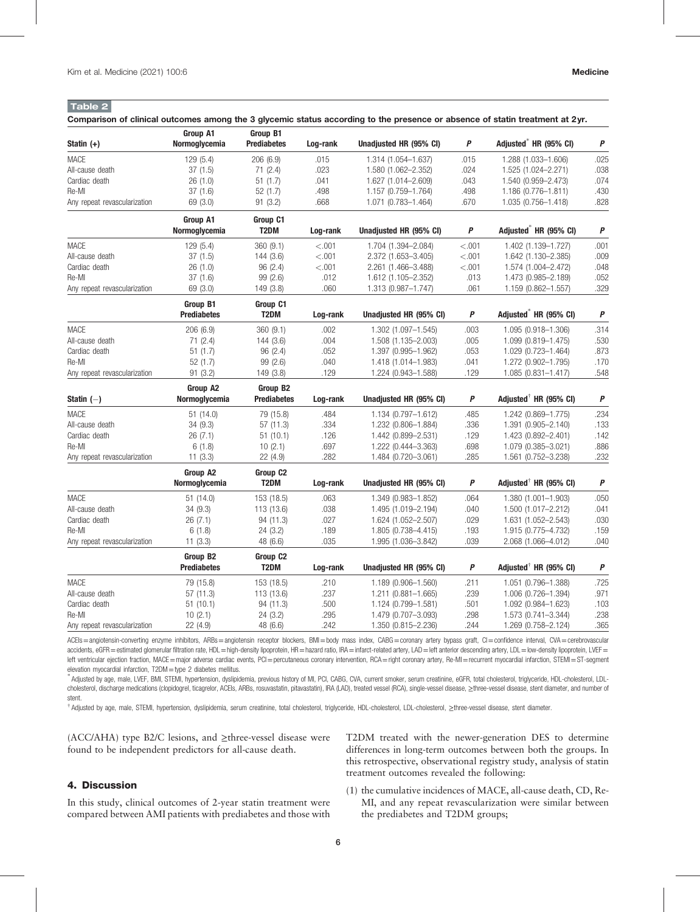**Table 2**

**Comparison of clinical outcomes among the 3 glycemic status according to the presence or absence of statin treatment at 2 yr.**

| Statin (+) | Group A1 Normoglycemia | Group B1 Prediabetes | Log-rank | Unadjusted HR (95% CI) | *P* | Adjusted* HR (95% CI) | *P* |
|---|---|---|---|---|---|---|---|
| MACE | 129 (5.4) | 206 (6.9) | .015 | 1.314 (1.054–1.637) | .015 | 1.288 (1.033–1.606) | .025 |
| All-cause death | 37 (1.5) | 71 (2.4) | .023 | 1.580 (1.062–2.352) | .024 | 1.525 (1.024–2.271) | .038 |
| Cardiac death | 26 (1.0) | 51 (1.7) | .041 | 1.627 (1.014–2.609) | .043 | 1.540 (0.959–2.473) | .074 |
| Re-MI | 37 (1.6) | 52 (1.7) | .498 | 1.157 (0.759–1.764) | .498 | 1.186 (0.776–1.811) | .430 |
| Any repeat revascularization | 69 (3.0) | 91 (3.2) | .668 | 1.071 (0.783–1.464) | .670 | 1.035 (0.756–1.418) | .828 |
| | **Group A1 Normoglycemia** | **Group C1 T2DM** | **Log-rank** | **Unadjusted HR (95% CI)** | ***P*** | **Adjusted* HR (95% CI)** | ***P*** |
| MACE | 129 (5.4) | 360 (9.1) | <.001 | 1.704 (1.394–2.084) | <.001 | 1.402 (1.139–1.727) | .001 |
| All-cause death | 37 (1.5) | 144 (3.6) | <.001 | 2.372 (1.653–3.405) | <.001 | 1.642 (1.130–2.385) | .009 |
| Cardiac death | 26 (1.0) | 96 (2.4) | <.001 | 2.261 (1.466–3.488) | <.001 | 1.574 (1.004–2.472) | .048 |
| Re-MI | 37 (1.6) | 99 (2.6) | .012 | 1.612 (1.105–2.352) | .013 | 1.473 (0.985–2.189) | .052 |
| Any repeat revascularization | 69 (3.0) | 149 (3.8) | .060 | 1.313 (0.987–1.747) | .061 | 1.159 (0.862–1.557) | .329 |
| | **Group B1 Prediabetes** | **Group C1 T2DM** | **Log-rank** | **Unadjusted HR (95% CI)** | ***P*** | **Adjusted* HR (95% CI)** | ***P*** |
| MACE | 206 (6.9) | 360 (9.1) | .002 | 1.302 (1.097–1.545) | .003 | 1.095 (0.918–1.306) | .314 |
| All-cause death | 71 (2.4) | 144 (3.6) | .004 | 1.508 (1.135–2.003) | .005 | 1.099 (0.819–1.475) | .530 |
| Cardiac death | 51 (1.7) | 96 (2.4) | .052 | 1.397 (0.995–1.962) | .053 | 1.029 (0.723–1.464) | .873 |
| Re-MI | 52 (1.7) | 99 (2.6) | .040 | 1.418 (1.014–1.983) | .041 | 1.272 (0.902–1.795) | .170 |
| Any repeat revascularization | 91 (3.2) | 149 (3.8) | .129 | 1.224 (0.943–1.588) | .129 | 1.085 (0.831–1.417) | .548 |
| **Statin (−)** | **Group A2 Normoglycemia** | **Group B2 Prediabetes** | **Log-rank** | **Unadjusted HR (95% CI)** | ***P*** | **Adjusted† HR (95% CI)** | ***P*** |
| MACE | 51 (14.0) | 79 (15.8) | .484 | 1.134 (0.797–1.612) | .485 | 1.242 (0.869–1.775) | .234 |
| All-cause death | 34 (9.3) | 57 (11.3) | .334 | 1.232 (0.806–1.884) | .336 | 1.391 (0.905–2.140) | .133 |
| Cardiac death | 26 (7.1) | 51 (10.1) | .126 | 1.442 (0.899–2.531) | .129 | 1.423 (0.892–2.401) | .142 |
| Re-MI | 6 (1.8) | 10 (2.1) | .697 | 1.222 (0.444–3.363) | .698 | 1.079 (0.385–3.021) | .886 |
| Any repeat revascularization | 11 (3.3) | 22 (4.9) | .282 | 1.484 (0.720–3.061) | .285 | 1.561 (0.752–3.238) | .232 |
| | **Group A2 Normoglycemia** | **Group C2 T2DM** | **Log-rank** | **Unadjusted HR (95% CI)** | ***P*** | **Adjusted† HR (95% CI)** | ***P*** |
| MACE | 51 (14.0) | 153 (18.5) | .063 | 1.349 (0.983–1.852) | .064 | 1.380 (1.001–1.903) | .050 |
| All-cause death | 34 (9.3) | 113 (13.6) | .038 | 1.495 (1.019–2.194) | .040 | 1.500 (1.017–2.212) | .041 |
| Cardiac death | 26 (7.1) | 94 (11.3) | .027 | 1.624 (1.052–2.507) | .029 | 1.631 (1.052–2.543) | .030 |
| Re-MI | 6 (1.8) | 24 (3.2) | .189 | 1.805 (0.738–4.415) | .193 | 1.915 (0.775–4.732) | .159 |
| Any repeat revascularization | 11 (3.3) | 48 (6.6) | .035 | 1.995 (1.036–3.842) | .039 | 2.068 (1.066–4.012) | .040 |
| | **Group B2 Prediabetes** | **Group C2 T2DM** | **Log-rank** | **Unadjusted HR (95% CI)** | ***P*** | **Adjusted† HR (95% CI)** | ***P*** |
| MACE | 79 (15.8) | 153 (18.5) | .210 | 1.189 (0.906–1.560) | .211 | 1.051 (0.796–1.388) | .725 |
| All-cause death | 57 (11.3) | 113 (13.6) | .237 | 1.211 (0.881–1.665) | .239 | 1.006 (0.726–1.394) | .971 |
| Cardiac death | 51 (10.1) | 94 (11.3) | .500 | 1.124 (0.799–1.581) | .501 | 1.092 (0.984–1.623) | .103 |
| Re-MI | 10 (2.1) | 24 (3.2) | .295 | 1.479 (0.707–3.093) | .298 | 1.573 (0.741–3.344) | .238 |
| Any repeat revascularization | 22 (4.9) | 48 (6.6) | .242 | 1.350 (0.815–2.236) | .244 | 1.269 (0.758–2.124) | .365 |

ACEIs = angiotensin-converting enzyme inhibitors, ARBs = angiotensin receptor blockers, BMI = body mass index, CABG = coronary artery bypass graft, CI = confidence interval, CVA = cerebrovascular accidents, eGFR = estimated glomerular filtration rate, HDL = high-density lipoprotein, HR = hazard ratio, IRA = infarct-related artery, LAD = left anterior descending artery, LDL = low-density lipoprotein, LVEF = left ventricular ejection fraction, MACE = major adverse cardiac events, PCI = percutaneous coronary intervention, RCA = right coronary artery, Re-MI = recurrent myocardial infarction, STEMI = ST-segment elevation myocardial infarction, T2DM = type 2 diabetes mellitus.

\* Adjusted by age, male, LVEF, BMI, STEMI, hypertension, dyslipidemia, previous history of MI, PCI, CABG, CVA, current smoker, serum creatinine, eGFR, total cholesterol, triglyceride, HDL-cholesterol, LDL-cholesterol, discharge medications (clopidogrel, ticagrelor, ACEIs, ARBs, rosuvastatin, pitavastatin), IRA (LAD), treated vessel (RCA), single-vessel disease, ≥three-vessel disease, stent diameter, and number of stent.

† Adjusted by age, male, STEMI, hypertension, dyslipidemia, serum creatinine, total cholesterol, triglyceride, HDL-cholesterol, LDL-cholesterol, ≥three-vessel disease, stent diameter.

(ACC/AHA) type B2/C lesions, and ≥three-vessel disease were found to be independent predictors for all-cause death.

## 4. Discussion

In this study, clinical outcomes of 2-year statin treatment were compared between AMI patients with prediabetes and those with T2DM treated with the newer-generation DES to determine differences in long-term outcomes between both the groups. In this retrospective, observational registry study, analysis of statin treatment outcomes revealed the following:

(1) the cumulative incidences of MACE, all-cause death, CD, Re-MI, and any repeat revascularization were similar between the prediabetes and T2DM groups;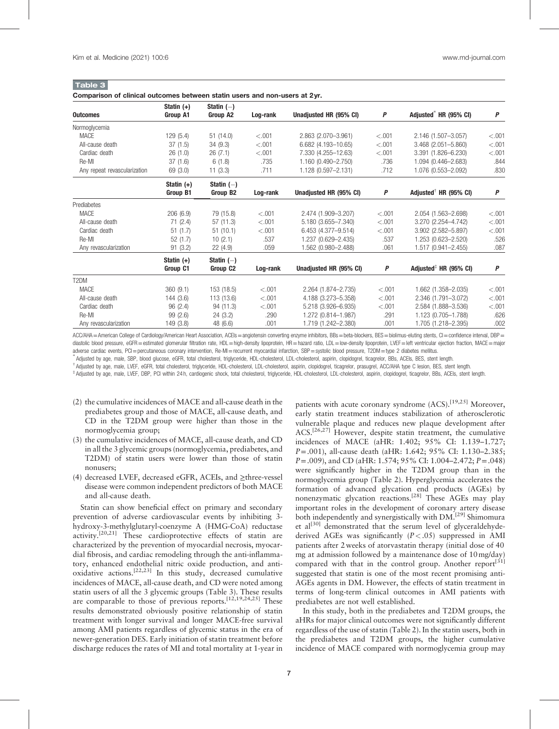**Table 3**

**Comparison of clinical outcomes between statin users and non-users at 2yr.**

| Outcomes | Statin (+) Group A1 | Statin (−) Group A2 | Log-rank | Unadjusted HR (95% CI) | P | Adjusted* HR (95% CI) | P |
|---|---|---|---|---|---|---|---|
| Normoglycemia | | | | | | | |
| MACE | 129 (5.4) | 51 (14.0) | <.001 | 2.863 (2.070–3.961) | <.001 | 2.146 (1.507–3.057) | <.001 |
| All-cause death | 37 (1.5) | 34 (9.3) | <.001 | 6.682 (4.193–10.65) | <.001 | 3.468 (2.051–5.860) | <.001 |
| Cardiac death | 26 (1.0) | 26 (7.1) | <.001 | 7.330 (4.255–12.63) | <.001 | 3.391 (1.826–6.230) | <.001 |
| Re-MI | 37 (1.6) | 6 (1.8) | .735 | 1.160 (0.490–2.750) | .736 | 1.094 (0.446–2.683) | .844 |
| Any repeat revascularization | 69 (3.0) | 11 (3.3) | .711 | 1.128 (0.597–2.131) | .712 | 1.076 (0.553–2.092) | .830 |
| | **Statin (+) Group B1** | **Statin (−) Group B2** | **Log-rank** | **Unadjusted HR (95% CI)** | **P** | **Adjusted† HR (95% CI)** | **P** |
| Prediabetes | | | | | | | |
| MACE | 206 (6.9) | 79 (15.8) | <.001 | 2.474 (1.909–3.207) | <.001 | 2.054 (1.563–2.698) | <.001 |
| All-cause death | 71 (2.4) | 57 (11.3) | <.001 | 5.180 (3.655–7.340) | <.001 | 3.270 (2.254–4.742) | <.001 |
| Cardiac death | 51 (1.7) | 51 (10.1) | <.001 | 6.453 (4.377–9.514) | <.001 | 3.902 (2.582–5.897) | <.001 |
| Re-MI | 52 (1.7) | 10 (2.1) | .537 | 1.237 (0.629–2.435) | .537 | 1.253 (0.623–2.520) | .526 |
| Any revascularization | 91 (3.2) | 22 (4.9) | .059 | 1.562 (0.980–2.488) | .061 | 1.517 (0.941–2.455) | .087 |
| | **Statin (+) Group C1** | **Statin (−) Group C2** | **Log-rank** | **Unadjusted HR (95% CI)** | **P** | **Adjusted‡ HR (95% CI)** | **P** |
| T2DM | | | | | | | |
| MACE | 360 (9.1) | 153 (18.5) | <.001 | 2.264 (1.874–2.735) | <.001 | 1.662 (1.358–2.035) | <.001 |
| All-cause death | 144 (3.6) | 113 (13.6) | <.001 | 4.188 (3.273–5.358) | <.001 | 2.346 (1.791–3.072) | <.001 |
| Cardiac death | 96 (2.4) | 94 (11.3) | <.001 | 5.218 (3.926–6.935) | <.001 | 2.584 (1.888–3.536) | <.001 |
| Re-MI | 99 (2.6) | 24 (3.2) | .290 | 1.272 (0.814–1.987) | .291 | 1.123 (0.705–1.788) | .626 |
| Any revascularization | 149 (3.8) | 48 (6.6) | .001 | 1.719 (1.242–2.380) | .001 | 1.705 (1.218–2.395) | .002 |

ACC/AHA = American College of Cardiology/American Heart Association, ACEIs = angiotensin converting enzyme inhibitors, BBs = beta-blockers, BES = biolimus-eluting stents, CI = confidence interval, DBP = diastolic blood pressure, eGFR = estimated glomerular filtration rate, HDL = high-density lipoprotein, HR = hazard ratio, LDL = low-density lipoprotein, LVEF = left ventricular ejection fraction, MACE = major adverse cardiac events, PCI = percutaneous coronary intervention, Re-MI = recurrent myocardial infarction, SBP = systolic blood pressure, T2DM = type 2 diabetes mellitus.

\* Adjusted by age, male, SBP, blood glucose, eGFR, total cholesterol, triglyceride, HDL-cholesterol, LDL-cholesterol, aspirin, clopidogrel, ticagrelor, BBs, ACEIs, BES, stent length.

† Adjusted by age, male, LVEF, eGFR, total cholesterol, triglyceride, HDL-cholesterol, LDL-cholesterol, aspirin, clopidogrel, ticagrelor, prasugrel, ACC/AHA type C lesion, BES, stent length.

‡ Adjusted by age, male, LVEF, DBP, PCI within 24 h, cardiogenic shock, total cholesterol, triglyceride, HDL-cholesterol, LDL-cholesterol, aspirin, clopidogrel, ticagrelor, BBs, ACEIs, stent length.

(2) the cumulative incidences of MACE and all-cause death in the prediabetes group and those of MACE, all-cause death, and CD in the T2DM group were higher than those in the normoglycemia group;

(3) the cumulative incidences of MACE, all-cause death, and CD in all the 3 glycemic groups (normoglycemia, prediabetes, and T2DM) of statin users were lower than those of statin nonusers;

(4) decreased LVEF, decreased eGFR, ACEIs, and ≥three-vessel disease were common independent predictors of both MACE and all-cause death.

Statin can show beneficial effect on primary and secondary prevention of adverse cardiovascular events by inhibiting 3-hydroxy-3-methylglutaryl-coenzyme A (HMG-CoA) reductase activity.[20,21] These cardioprotective effects of statin are characterized by the prevention of myocardial necrosis, myocardial fibrosis, and cardiac remodeling through the anti-inflammatory, enhanced endothelial nitric oxide production, and anti-oxidative actions.[22,23] In this study, decreased cumulative incidences of MACE, all-cause death, and CD were noted among statin users of all the 3 glycemic groups (Table 3). These results are comparable to those of previous reports.[12,19,24,25] These results demonstrated obviously positive relationship of statin treatment with longer survival and longer MACE-free survival among AMI patients regardless of glycemic status in the era of newer-generation DES. Early initiation of statin treatment before discharge reduces the rates of MI and total mortality at 1-year in patients with acute coronary syndrome (ACS).[19,25] Moreover, early statin treatment induces stabilization of atherosclerotic vulnerable plaque and reduces new plaque development after ACS.[26,27] However, despite statin treatment, the cumulative incidences of MACE (aHR: 1.402; 95% CI: 1.139–1.727; $P = .001$), all-cause death (aHR: 1.642; 95% CI: 1.130–2.385; $P = .009$), and CD (aHR: 1.574; 95% CI: 1.004–2.472; $P = .048$) were significantly higher in the T2DM group than in the normoglycemia group (Table 2). Hyperglycemia accelerates the formation of advanced glycation end products (AGEs) by nonenzymatic glycation reactions.[28] These AGEs may play important roles in the development of coronary artery disease both independently and synergistically with DM.[29] Shimomura et al[30] demonstrated that the serum level of glyceraldehyde-derived AGEs was significantly ($P < .05$) suppressed in AMI patients after 2 weeks of atorvastatin therapy (initial dose of 40 mg at admission followed by a maintenance dose of 10 mg/day) compared with that in the control group. Another report[31] suggested that statin is one of the most recent promising anti-AGEs agents in DM. However, the effects of statin treatment in terms of long-term clinical outcomes in AMI patients with prediabetes are not well established.

In this study, both in the prediabetes and T2DM groups, the aHRs for major clinical outcomes were not significantly different regardless of the use of statin (Table 2). In the statin users, both in the prediabetes and T2DM groups, the higher cumulative incidence of MACE compared with normoglycemia group may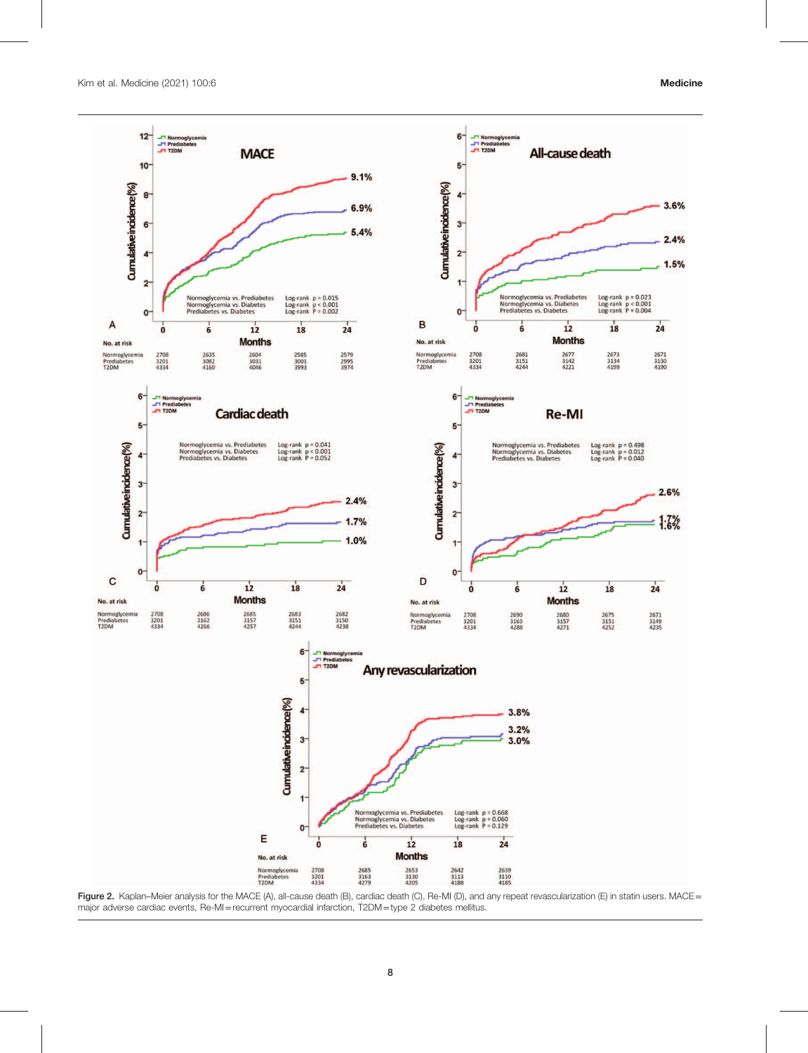Figure 2. Kaplan–Meier analysis for the MACE (A), all-cause death (B), cardiac death (C), Re-MI (D), and any repeat revascularization (E) in statin users. MACE = major adverse cardiac events, Re-MI = recurrent myocardial infarction, T2DM = type 2 diabetes mellitus.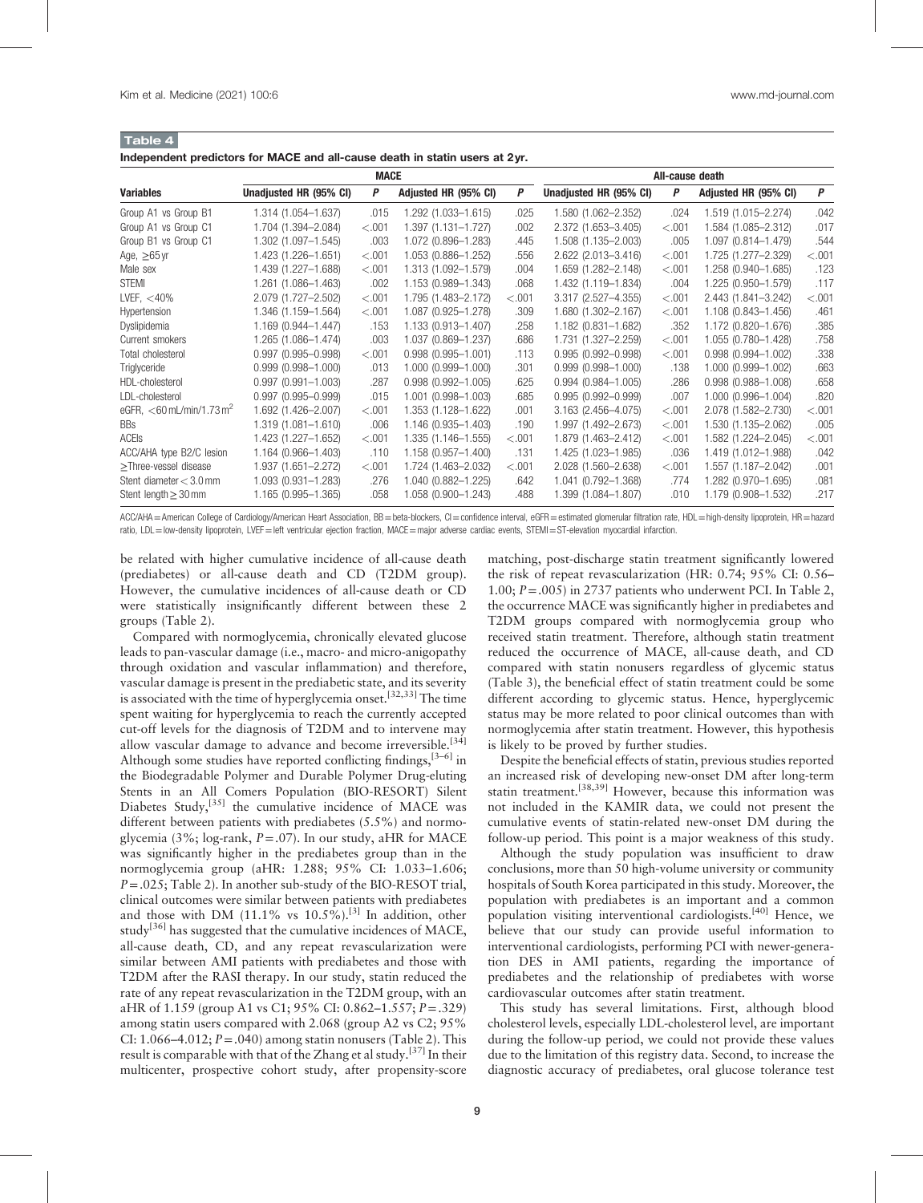**Table 4**

**Independent predictors for MACE and all-cause death in statin users at 2yr.**

| Variables | MACE | | | | All-cause death | | | |
|---|---|---|---|---|---|---|---|---|
| | Unadjusted HR (95% CI) | *P* | Adjusted HR (95% CI) | *P* | Unadjusted HR (95% CI) | *P* | Adjusted HR (95% CI) | *P* |
| Group A1 vs Group B1 | 1.314 (1.054–1.637) | .015 | 1.292 (1.033–1.615) | .025 | 1.580 (1.062–2.352) | .024 | 1.519 (1.015–2.274) | .042 |
| Group A1 vs Group C1 | 1.704 (1.394–2.084) | <.001 | 1.397 (1.131–1.727) | .002 | 2.372 (1.653–3.405) | <.001 | 1.584 (1.085–2.312) | .017 |
| Group B1 vs Group C1 | 1.302 (1.097–1.545) | .003 | 1.072 (0.896–1.283) | .445 | 1.508 (1.135–2.003) | .005 | 1.097 (0.814–1.479) | .544 |
| Age, ≥65 yr | 1.423 (1.226–1.651) | <.001 | 1.053 (0.886–1.252) | .556 | 2.622 (2.013–3.416) | <.001 | 1.725 (1.277–2.329) | <.001 |
| Male sex | 1.439 (1.227–1.688) | <.001 | 1.313 (1.092–1.579) | .004 | 1.659 (1.282–2.148) | <.001 | 1.258 (0.940–1.685) | .123 |
| STEMI | 1.261 (1.086–1.463) | .002 | 1.153 (0.989–1.343) | .068 | 1.432 (1.119–1.834) | .004 | 1.225 (0.950–1.579) | .117 |
| LVEF, <40% | 2.079 (1.727–2.502) | <.001 | 1.795 (1.483–2.172) | <.001 | 3.317 (2.527–4.355) | <.001 | 2.443 (1.841–3.242) | <.001 |
| Hypertension | 1.346 (1.159–1.564) | <.001 | 1.087 (0.925–1.278) | .309 | 1.680 (1.302–2.167) | <.001 | 1.108 (0.843–1.456) | .461 |
| Dyslipidemia | 1.169 (0.944–1.447) | .153 | 1.133 (0.913–1.407) | .258 | 1.182 (0.831–1.682) | .352 | 1.172 (0.820–1.676) | .385 |
| Current smokers | 1.265 (1.086–1.474) | .003 | 1.037 (0.869–1.237) | .686 | 1.731 (1.327–2.259) | <.001 | 1.055 (0.780–1.428) | .758 |
| Total cholesterol | 0.997 (0.995–0.998) | <.001 | 0.998 (0.995–1.001) | .113 | 0.995 (0.992–0.998) | <.001 | 0.998 (0.994–1.002) | .338 |
| Triglyceride | 0.999 (0.998–1.000) | .013 | 1.000 (0.999–1.000) | .301 | 0.999 (0.998–1.000) | .138 | 1.000 (0.999–1.000) | .663 |
| HDL-cholesterol | 0.997 (0.991–1.003) | .287 | 0.998 (0.992–1.005) | .625 | 0.994 (0.984–1.005) | .286 | 0.998 (0.988–1.008) | .658 |
| LDL-cholesterol | 0.997 (0.995–0.999) | .015 | 1.001 (0.998–1.003) | .685 | 0.995 (0.992–0.999) | .007 | 1.000 (0.996–1.004) | .820 |
| eGFR, <60 mL/min/1.73 m$^2$ | 1.692 (1.426–2.007) | <.001 | 1.353 (1.128–1.622) | .001 | 3.163 (2.456–4.075) | <.001 | 2.078 (1.582–2.730) | <.001 |
| BBs | 1.319 (1.081–1.610) | .006 | 1.146 (0.935–1.403) | .190 | 1.997 (1.492–2.673) | <.001 | 1.530 (1.135–2.062) | .005 |
| ACEIs | 1.423 (1.227–1.652) | <.001 | 1.335 (1.146–1.555) | <.001 | 1.879 (1.463–2.412) | <.001 | 1.582 (1.224–2.045) | <.001 |
| ACC/AHA type B2/C lesion | 1.164 (0.966–1.403) | .110 | 1.158 (0.957–1.400) | .131 | 1.425 (1.023–1.985) | .036 | 1.419 (1.012–1.988) | .042 |
| ≥Three-vessel disease | 1.937 (1.651–2.272) | <.001 | 1.724 (1.463–2.032) | <.001 | 2.028 (1.560–2.638) | <.001 | 1.557 (1.187–2.042) | .001 |
| Stent diameter < 3.0 mm | 1.093 (0.931–1.283) | .276 | 1.040 (0.882–1.225) | .642 | 1.041 (0.792–1.368) | .774 | 1.282 (0.970–1.695) | .081 |
| Stent length ≥ 30 mm | 1.165 (0.995–1.365) | .058 | 1.058 (0.900–1.243) | .488 | 1.399 (1.084–1.807) | .010 | 1.179 (0.908–1.532) | .217 |

ACC/AHA = American College of Cardiology/American Heart Association, BB = beta-blockers, CI = confidence interval, eGFR = estimated glomerular filtration rate, HDL = high-density lipoprotein, HR = hazard ratio, LDL = low-density lipoprotein, LVEF = left ventricular ejection fraction, MACE = major adverse cardiac events, STEMI = ST-elevation myocardial infarction.

be related with higher cumulative incidence of all-cause death (prediabetes) or all-cause death and CD (T2DM group). However, the cumulative incidences of all-cause death or CD were statistically insignificantly different between these 2 groups (Table 2).

Compared with normoglycemia, chronically elevated glucose leads to pan-vascular damage (i.e., macro- and micro-anigopathy through oxidation and vascular inflammation) and therefore, vascular damage is present in the prediabetic state, and its severity is associated with the time of hyperglycemia onset.[32,33] The time spent waiting for hyperglycemia to reach the currently accepted cut-off levels for the diagnosis of T2DM and to intervene may allow vascular damage to advance and become irreversible.[34] Although some studies have reported conflicting findings,[3–6] in the Biodegradable Polymer and Durable Polymer Drug-eluting Stents in an All Comers Population (BIO-RESORT) Silent Diabetes Study,[35] the cumulative incidence of MACE was different between patients with prediabetes (5.5%) and normoglycemia (3%; log-rank, $P = .07$). In our study, aHR for MACE was significantly higher in the prediabetes group than in the normoglycemia group (aHR: 1.288; 95% CI: 1.033–1.606; $P = .025$; Table 2). In another sub-study of the BIO-RESOT trial, clinical outcomes were similar between patients with prediabetes and those with DM (11.1% vs 10.5%).[3] In addition, other study[36] has suggested that the cumulative incidences of MACE, all-cause death, CD, and any repeat revascularization were similar between AMI patients with prediabetes and those with T2DM after the RASI therapy. In our study, statin reduced the rate of any repeat revascularization in the T2DM group, with an aHR of 1.159 (group A1 vs C1; 95% CI: 0.862–1.557; $P = .329$) among statin users compared with 2.068 (group A2 vs C2; 95% CI: 1.066–4.012; $P = .040$) among statin nonusers (Table 2). This result is comparable with that of the Zhang et al study.[37] In their multicenter, prospective cohort study, after propensity-score matching, post-discharge statin treatment significantly lowered the risk of repeat revascularization (HR: 0.74; 95% CI: 0.56–1.00; $P = .005$) in 2737 patients who underwent PCI. In Table 2, the occurrence MACE was significantly higher in prediabetes and T2DM groups compared with normoglycemia group who received statin treatment. Therefore, although statin treatment reduced the occurrence of MACE, all-cause death, and CD compared with statin nonusers regardless of glycemic status (Table 3), the beneficial effect of statin treatment could be some different according to glycemic status. Hence, hyperglycemic status may be more related to poor clinical outcomes than with normoglycemia after statin treatment. However, this hypothesis is likely to be proved by further studies.

Despite the beneficial effects of statin, previous studies reported an increased risk of developing new-onset DM after long-term statin treatment.[38,39] However, because this information was not included in the KAMIR data, we could not present the cumulative events of statin-related new-onset DM during the follow-up period. This point is a major weakness of this study.

Although the study population was insufficient to draw conclusions, more than 50 high-volume university or community hospitals of South Korea participated in this study. Moreover, the population with prediabetes is an important and a common population visiting interventional cardiologists.[40] Hence, we believe that our study can provide useful information to interventional cardiologists, performing PCI with newer-generation DES in AMI patients, regarding the importance of prediabetes and the relationship of prediabetes with worse cardiovascular outcomes after statin treatment.

This study has several limitations. First, although blood cholesterol levels, especially LDL-cholesterol level, are important during the follow-up period, we could not provide these values due to the limitation of this registry data. Second, to increase the diagnostic accuracy of prediabetes, oral glucose tolerance test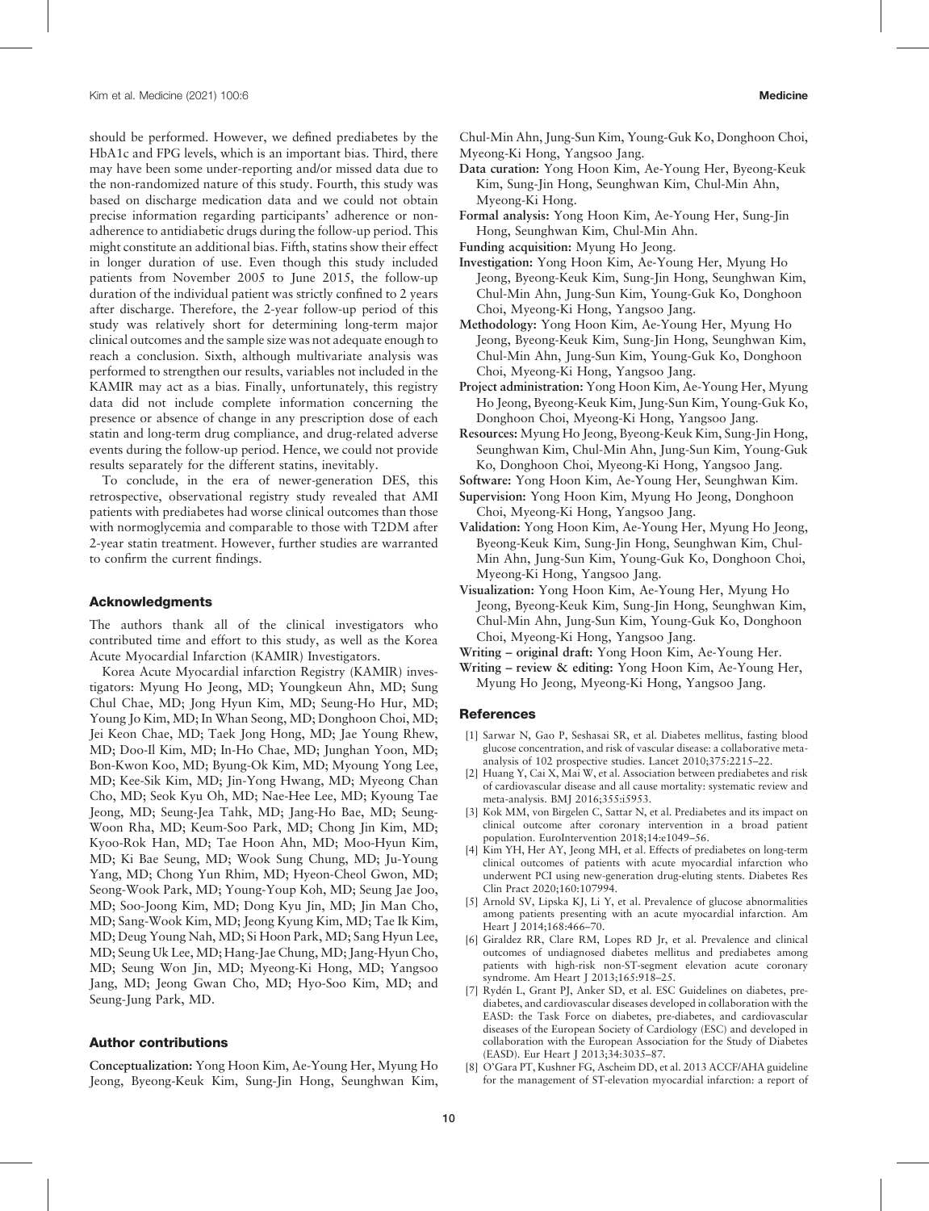should be performed. However, we defined prediabetes by the HbA1c and FPG levels, which is an important bias. Third, there may have been some under-reporting and/or missed data due to the non-randomized nature of this study. Fourth, this study was based on discharge medication data and we could not obtain precise information regarding participants' adherence or non-adherence to antidiabetic drugs during the follow-up period. This might constitute an additional bias. Fifth, statins show their effect in longer duration of use. Even though this study included patients from November 2005 to June 2015, the follow-up duration of the individual patient was strictly confined to 2 years after discharge. Therefore, the 2-year follow-up period of this study was relatively short for determining long-term major clinical outcomes and the sample size was not adequate enough to reach a conclusion. Sixth, although multivariate analysis was performed to strengthen our results, variables not included in the KAMIR may act as a bias. Finally, unfortunately, this registry data did not include complete information concerning the presence or absence of change in any prescription dose of each statin and long-term drug compliance, and drug-related adverse events during the follow-up period. Hence, we could not provide results separately for the different statins, inevitably.

To conclude, in the era of newer-generation DES, this retrospective, observational registry study revealed that AMI patients with prediabetes had worse clinical outcomes than those with normoglycemia and comparable to those with T2DM after 2-year statin treatment. However, further studies are warranted to confirm the current findings.

## Acknowledgments

The authors thank all of the clinical investigators who contributed time and effort to this study, as well as the Korea Acute Myocardial Infarction (KAMIR) Investigators.

Korea Acute Myocardial infarction Registry (KAMIR) investigators: Myung Ho Jeong, MD; Youngkeun Ahn, MD; Sung Chul Chae, MD; Jong Hyun Kim, MD; Seung-Ho Hur, MD; Young Jo Kim, MD; In Whan Seong, MD; Donghoon Choi, MD; Jei Keon Chae, MD; Taek Jong Hong, MD; Jae Young Rhew, MD; Doo-Il Kim, MD; In-Ho Chae, MD; Junghan Yoon, MD; Bon-Kwon Koo, MD; Byung-Ok Kim, MD; Myoung Yong Lee, MD; Kee-Sik Kim, MD; Jin-Yong Hwang, MD; Myeong Chan Cho, MD; Seok Kyu Oh, MD; Nae-Hee Lee, MD; Kyoung Tae Jeong, MD; Seung-Jea Tahk, MD; Jang-Ho Bae, MD; Seung-Woon Rha, MD; Keum-Soo Park, MD; Chong Jin Kim, MD; Kyoo-Rok Han, MD; Tae Hoon Ahn, MD; Moo-Hyun Kim, MD; Ki Bae Seung, MD; Wook Sung Chung, MD; Ju-Young Yang, MD; Chong Yun Rhim, MD; Hyeon-Cheol Gwon, MD; Seong-Wook Park, MD; Young-Youp Koh, MD; Seung Jae Joo, MD; Soo-Joong Kim, MD; Dong Kyu Jin, MD; Jin Man Cho, MD; Sang-Wook Kim, MD; Jeong Kyung Kim, MD; Tae Ik Kim, MD; Deug Young Nah, MD; Si Hoon Park, MD; Sang Hyun Lee, MD; Seung Uk Lee, MD; Hang-Jae Chung, MD; Jang-Hyun Cho, MD; Seung Won Jin, MD; Myeong-Ki Hong, MD; Yangsoo Jang, MD; Jeong Gwan Cho, MD; Hyo-Soo Kim, MD; and Seung-Jung Park, MD.

## Author contributions

**Conceptualization:** Yong Hoon Kim, Ae-Young Her, Myung Ho Jeong, Byeong-Keuk Kim, Sung-Jin Hong, Seunghwan Kim, Chul-Min Ahn, Jung-Sun Kim, Young-Guk Ko, Donghoon Choi, Myeong-Ki Hong, Yangsoo Jang.

**Data curation:** Yong Hoon Kim, Ae-Young Her, Byeong-Keuk Kim, Sung-Jin Hong, Seunghwan Kim, Chul-Min Ahn, Myeong-Ki Hong.

**Formal analysis:** Yong Hoon Kim, Ae-Young Her, Sung-Jin Hong, Seunghwan Kim, Chul-Min Ahn.

**Funding acquisition:** Myung Ho Jeong.

**Investigation:** Yong Hoon Kim, Ae-Young Her, Myung Ho Jeong, Byeong-Keuk Kim, Sung-Jin Hong, Seunghwan Kim, Chul-Min Ahn, Jung-Sun Kim, Young-Guk Ko, Donghoon Choi, Myeong-Ki Hong, Yangsoo Jang.

**Methodology:** Yong Hoon Kim, Ae-Young Her, Myung Ho Jeong, Byeong-Keuk Kim, Sung-Jin Hong, Seunghwan Kim, Chul-Min Ahn, Jung-Sun Kim, Young-Guk Ko, Donghoon Choi, Myeong-Ki Hong, Yangsoo Jang.

**Project administration:** Yong Hoon Kim, Ae-Young Her, Myung Ho Jeong, Byeong-Keuk Kim, Jung-Sun Kim, Young-Guk Ko, Donghoon Choi, Myeong-Ki Hong, Yangsoo Jang.

**Resources:** Myung Ho Jeong, Byeong-Keuk Kim, Sung-Jin Hong, Seunghwan Kim, Chul-Min Ahn, Jung-Sun Kim, Young-Guk Ko, Donghoon Choi, Myeong-Ki Hong, Yangsoo Jang.

**Software:** Yong Hoon Kim, Ae-Young Her, Seunghwan Kim.

**Supervision:** Yong Hoon Kim, Myung Ho Jeong, Donghoon Choi, Myeong-Ki Hong, Yangsoo Jang.

**Validation:** Yong Hoon Kim, Ae-Young Her, Myung Ho Jeong, Byeong-Keuk Kim, Sung-Jin Hong, Seunghwan Kim, Chul-Min Ahn, Jung-Sun Kim, Young-Guk Ko, Donghoon Choi, Myeong-Ki Hong, Yangsoo Jang.

**Visualization:** Yong Hoon Kim, Ae-Young Her, Myung Ho Jeong, Byeong-Keuk Kim, Sung-Jin Hong, Seunghwan Kim, Chul-Min Ahn, Jung-Sun Kim, Young-Guk Ko, Donghoon Choi, Myeong-Ki Hong, Yangsoo Jang.

**Writing – original draft:** Yong Hoon Kim, Ae-Young Her.

**Writing – review & editing:** Yong Hoon Kim, Ae-Young Her, Myung Ho Jeong, Myeong-Ki Hong, Yangsoo Jang.

## References

[1] Sarwar N, Gao P, Seshasai SR, et al. Diabetes mellitus, fasting blood glucose concentration, and risk of vascular disease: a collaborative meta-analysis of 102 prospective studies. Lancet 2010;375:2215–22.

[2] Huang Y, Cai X, Mai W, et al. Association between prediabetes and risk of cardiovascular disease and all cause mortality: systematic review and meta-analysis. BMJ 2016;355:i5953.

[3] Kok MM, von Birgelen C, Sattar N, et al. Prediabetes and its impact on clinical outcome after coronary intervention in a broad patient population. EuroIntervention 2018;14:e1049–56.

[4] Kim YH, Her AY, Jeong MH, et al. Effects of prediabetes on long-term clinical outcomes of patients with acute myocardial infarction who underwent PCI using new-generation drug-eluting stents. Diabetes Res Clin Pract 2020;160:107994.

[5] Arnold SV, Lipska KJ, Li Y, et al. Prevalence of glucose abnormalities among patients presenting with an acute myocardial infarction. Am Heart J 2014;168:466–70.

[6] Giraldez RR, Clare RM, Lopes RD Jr, et al. Prevalence and clinical outcomes of undiagnosed diabetes mellitus and prediabetes among patients with high-risk non-ST-segment elevation acute coronary syndrome. Am Heart J 2013;165:918–25.

[7] Rydén L, Grant PJ, Anker SD, et al. ESC Guidelines on diabetes, pre-diabetes, and cardiovascular diseases developed in collaboration with the EASD: the Task Force on diabetes, pre-diabetes, and cardiovascular diseases of the European Society of Cardiology (ESC) and developed in collaboration with the European Association for the Study of Diabetes (EASD). Eur Heart J 2013;34:3035–87.

[8] O'Gara PT, Kushner FG, Ascheim DD, et al. 2013 ACCF/AHA guideline for the management of ST-elevation myocardial infarction: a report of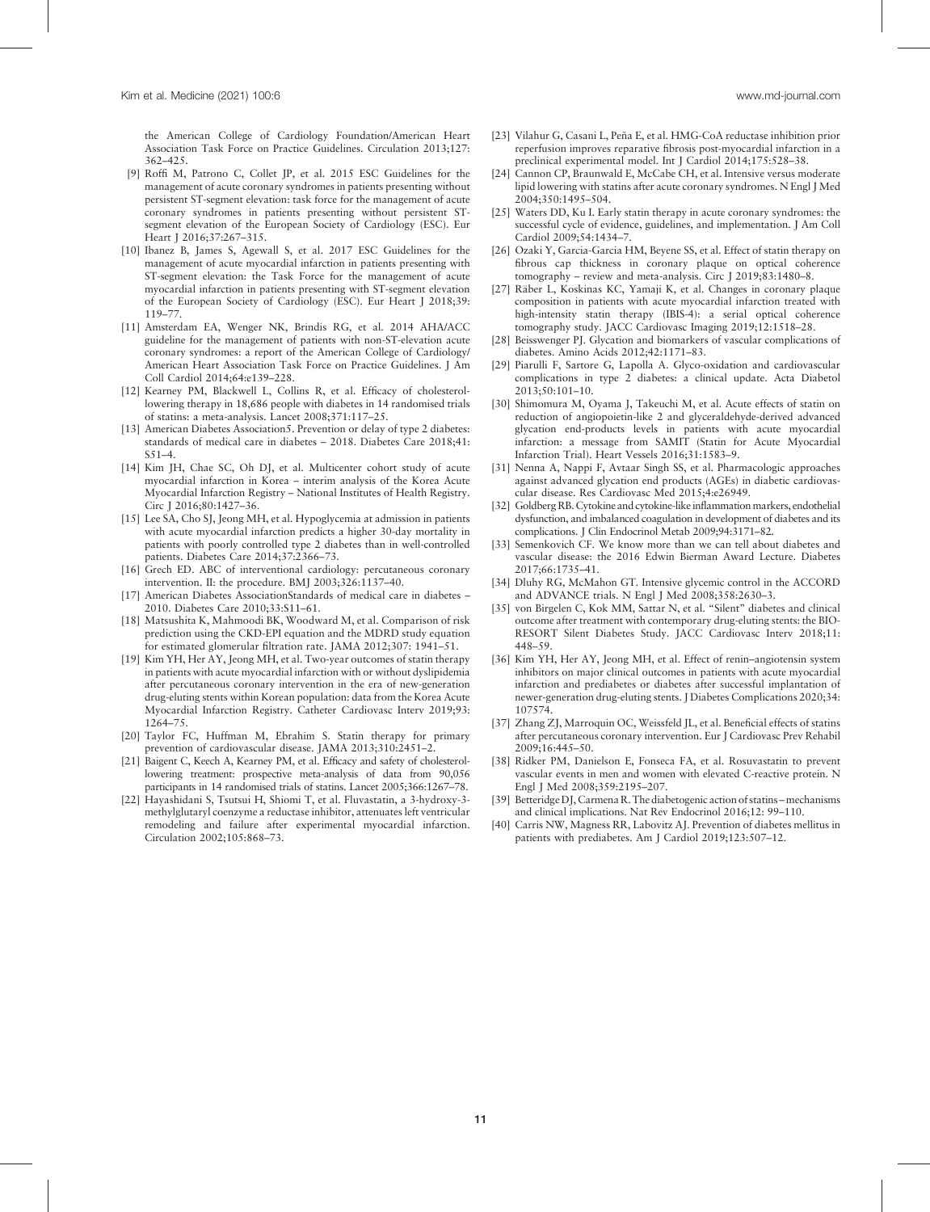the American College of Cardiology Foundation/American Heart Association Task Force on Practice Guidelines. Circulation 2013;127: 362–425.

[9] Roffi M, Patrono C, Collet JP, et al. 2015 ESC Guidelines for the management of acute coronary syndromes in patients presenting without persistent ST-segment elevation: task force for the management of acute coronary syndromes in patients presenting without persistent ST-segment elevation of the European Society of Cardiology (ESC). Eur Heart J 2016;37:267–315.

[10] Ibanez B, James S, Agewall S, et al. 2017 ESC Guidelines for the management of acute myocardial infarction in patients presenting with ST-segment elevation: the Task Force for the management of acute myocardial infarction in patients presenting with ST-segment elevation of the European Society of Cardiology (ESC). Eur Heart J 2018;39: 119–77.

[11] Amsterdam EA, Wenger NK, Brindis RG, et al. 2014 AHA/ACC guideline for the management of patients with non-ST-elevation acute coronary syndromes: a report of the American College of Cardiology/ American Heart Association Task Force on Practice Guidelines. J Am Coll Cardiol 2014;64:e139–228.

[12] Kearney PM, Blackwell L, Collins R, et al. Efficacy of cholesterol-lowering therapy in 18,686 people with diabetes in 14 randomised trials of statins: a meta-analysis. Lancet 2008;371:117–25.

[13] American Diabetes Association5. Prevention or delay of type 2 diabetes: standards of medical care in diabetes – 2018. Diabetes Care 2018;41: S51–4.

[14] Kim JH, Chae SC, Oh DJ, et al. Multicenter cohort study of acute myocardial infarction in Korea – interim analysis of the Korea Acute Myocardial Infarction Registry – National Institutes of Health Registry. Circ J 2016;80:1427–36.

[15] Lee SA, Cho SJ, Jeong MH, et al. Hypoglycemia at admission in patients with acute myocardial infarction predicts a higher 30-day mortality in patients with poorly controlled type 2 diabetes than in well-controlled patients. Diabetes Care 2014;37:2366–73.

[16] Grech ED. ABC of interventional cardiology: percutaneous coronary intervention. II: the procedure. BMJ 2003;326:1137–40.

[17] American Diabetes AssociationStandards of medical care in diabetes – 2010. Diabetes Care 2010;33:S11–61.

[18] Matsushita K, Mahmoodi BK, Woodward M, et al. Comparison of risk prediction using the CKD-EPI equation and the MDRD study equation for estimated glomerular filtration rate. JAMA 2012;307: 1941–51.

[19] Kim YH, Her AY, Jeong MH, et al. Two-year outcomes of statin therapy in patients with acute myocardial infarction with or without dyslipidemia after percutaneous coronary intervention in the era of new-generation drug-eluting stents within Korean population: data from the Korea Acute Myocardial Infarction Registry. Catheter Cardiovasc Interv 2019;93: 1264–75.

[20] Taylor FC, Huffman M, Ebrahim S. Statin therapy for primary prevention of cardiovascular disease. JAMA 2013;310:2451–2.

[21] Baigent C, Keech A, Kearney PM, et al. Efficacy and safety of cholesterol-lowering treatment: prospective meta-analysis of data from 90,056 participants in 14 randomised trials of statins. Lancet 2005;366:1267–78.

[22] Hayashidani S, Tsutsui H, Shiomi T, et al. Fluvastatin, a 3-hydroxy-3-methylglutaryl coenzyme a reductase inhibitor, attenuates left ventricular remodeling and failure after experimental myocardial infarction. Circulation 2002;105:868–73.

[23] Vilahur G, Casani L, Peña E, et al. HMG-CoA reductase inhibition prior reperfusion improves reparative fibrosis post-myocardial infarction in a preclinical experimental model. Int J Cardiol 2014;175:528–38.

[24] Cannon CP, Braunwald E, McCabe CH, et al. Intensive versus moderate lipid lowering with statins after acute coronary syndromes. N Engl J Med 2004;350:1495–504.

[25] Waters DD, Ku I. Early statin therapy in acute coronary syndromes: the successful cycle of evidence, guidelines, and implementation. J Am Coll Cardiol 2009;54:1434–7.

[26] Ozaki Y, Garcia-Garcia HM, Beyene SS, et al. Effect of statin therapy on fibrous cap thickness in coronary plaque on optical coherence tomography – review and meta-analysis. Circ J 2019;83:1480–8.

[27] Räber L, Koskinas KC, Yamaji K, et al. Changes in coronary plaque composition in patients with acute myocardial infarction treated with high-intensity statin therapy (IBIS-4): a serial optical coherence tomography study. JACC Cardiovasc Imaging 2019;12:1518–28.

[28] Beisswenger PJ. Glycation and biomarkers of vascular complications of diabetes. Amino Acids 2012;42:1171–83.

[29] Piarulli F, Sartore G, Lapolla A. Glyco-oxidation and cardiovascular complications in type 2 diabetes: a clinical update. Acta Diabetol 2013;50:101–10.

[30] Shimomura M, Oyama J, Takeuchi M, et al. Acute effects of statin on reduction of angiopoietin-like 2 and glyceraldehyde-derived advanced glycation end-products levels in patients with acute myocardial infarction: a message from SAMIT (Statin for Acute Myocardial Infarction Trial). Heart Vessels 2016;31:1583–9.

[31] Nenna A, Nappi F, Avtaar Singh SS, et al. Pharmacologic approaches against advanced glycation end products (AGEs) in diabetic cardiovascular disease. Res Cardiovasc Med 2015;4:e26949.

[32] Goldberg RB. Cytokine and cytokine-like inflammation markers, endothelial dysfunction, and imbalanced coagulation in development of diabetes and its complications. J Clin Endocrinol Metab 2009;94:3171–82.

[33] Semenkovich CF. We know more than we can tell about diabetes and vascular disease: the 2016 Edwin Bierman Award Lecture. Diabetes 2017;66:1735–41.

[34] Dluhy RG, McMahon GT. Intensive glycemic control in the ACCORD and ADVANCE trials. N Engl J Med 2008;358:2630–3.

[35] von Birgelen C, Kok MM, Sattar N, et al. "Silent" diabetes and clinical outcome after treatment with contemporary drug-eluting stents: the BIO-RESORT Silent Diabetes Study. JACC Cardiovasc Interv 2018;11: 448–59.

[36] Kim YH, Her AY, Jeong MH, et al. Effect of renin–angiotensin system inhibitors on major clinical outcomes in patients with acute myocardial infarction and prediabetes or diabetes after successful implantation of newer-generation drug-eluting stents. J Diabetes Complications 2020;34: 107574.

[37] Zhang ZJ, Marroquin OC, Weissfeld JL, et al. Beneficial effects of statins after percutaneous coronary intervention. Eur J Cardiovasc Prev Rehabil 2009;16:445–50.

[38] Ridker PM, Danielson E, Fonseca FA, et al. Rosuvastatin to prevent vascular events in men and women with elevated C-reactive protein. N Engl J Med 2008;359:2195–207.

[39] Betteridge DJ, Carmena R. The diabetogenic action of statins – mechanisms and clinical implications. Nat Rev Endocrinol 2016;12: 99–110.

[40] Carris NW, Magness RR, Labovitz AJ. Prevention of diabetes mellitus in patients with prediabetes. Am J Cardiol 2019;123:507–12.